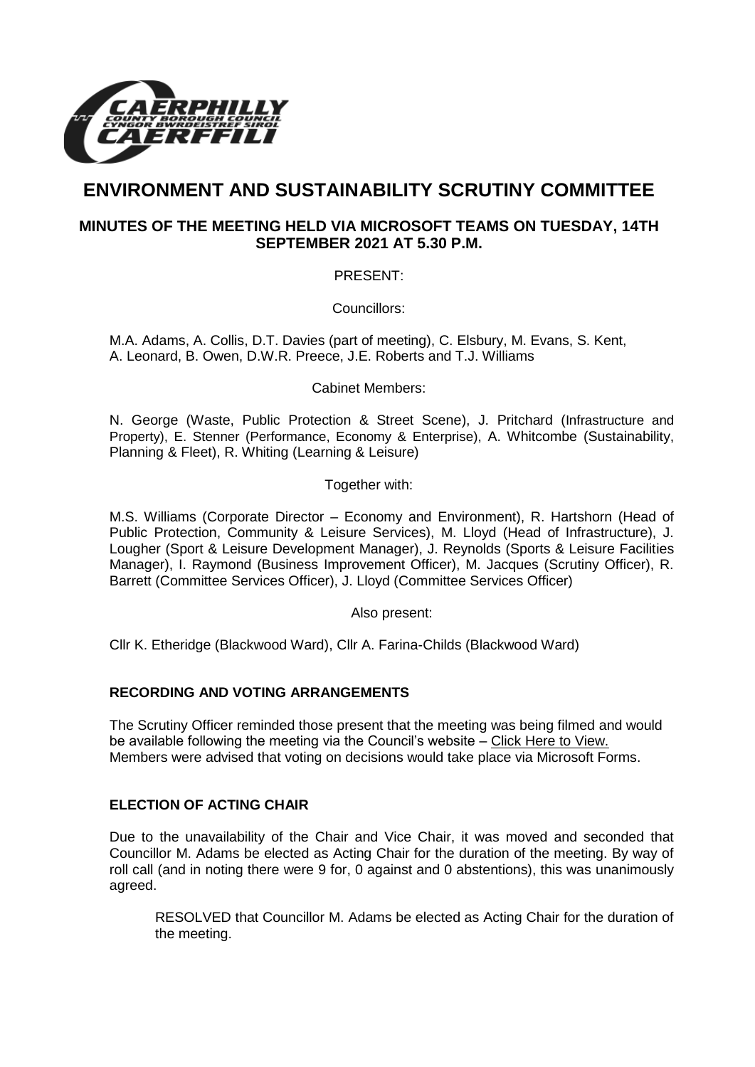# ENVIRONMENT AND SUSTAINABILITY SCRUTINY COMMITTEE

## MINUTES OF THE MEETING HELD VIA MICROSOFT TEAMS ON TUESDAY, 14TH SEPTEMBER 2021 AT 5.30 P.M.

PRESENT:

Councillors:

M.A. Adams, A. Collis, D.T. Davies (part of meeting), C. Elsbury, M. Evans, S. Kent, A. Leonard, B. Owen, D.W.R. Preece, J.E. Roberts and T.J. Williams

Cabinet Members:

N. George (Waste, Public Protection & Street Scene), J. Pritchard (Infrastructure and Property), E. Stenner (Performance, Economy & Enterprise), A. Whitcombe (Sustainability, Planning & Fleet), R. Whiting (Learning & Leisure)

Together with:

M.S. Williams (Corporate Director – Economy and Environment), R. Hartshorn (Head of Public Protection, Community & Leisure Services), M. Lloyd (Head of Infrastructure), J. Lougher (Sport & Leisure Development Manager), J. Reynolds (Sports & Leisure Facilities Manager), I. Raymond (Business Improvement Officer), M. Jacques (Scrutiny Officer), R. Barrett (Committee Services Officer), J. Lloyd (Committee Services Officer)

Also present:

Cllr K. Etheridge (Blackwood Ward), Cllr A. Farina-Childs (Blackwood Ward)

### RECORDING AND VOTING ARRANGEMENTS

The Scrutiny Officer reminded those present that the meeting was being filmed and would be available following the meeting via the Council's website – Click Here to View. Members were advised that voting on decisions would take place via Microsoft Forms.

### ELECTION OF ACTING CHAIR

Due to the unavailability of the Chair and Vice Chair, it was moved and seconded that Councillor M. Adams be elected as Acting Chair for the duration of the meeting. By way of roll call (and in noting there were 9 for, 0 against and 0 abstentions), this was unanimously agreed.

> RESOLVED that Councillor M. Adams be elected as Acting Chair for the duration of the meeting.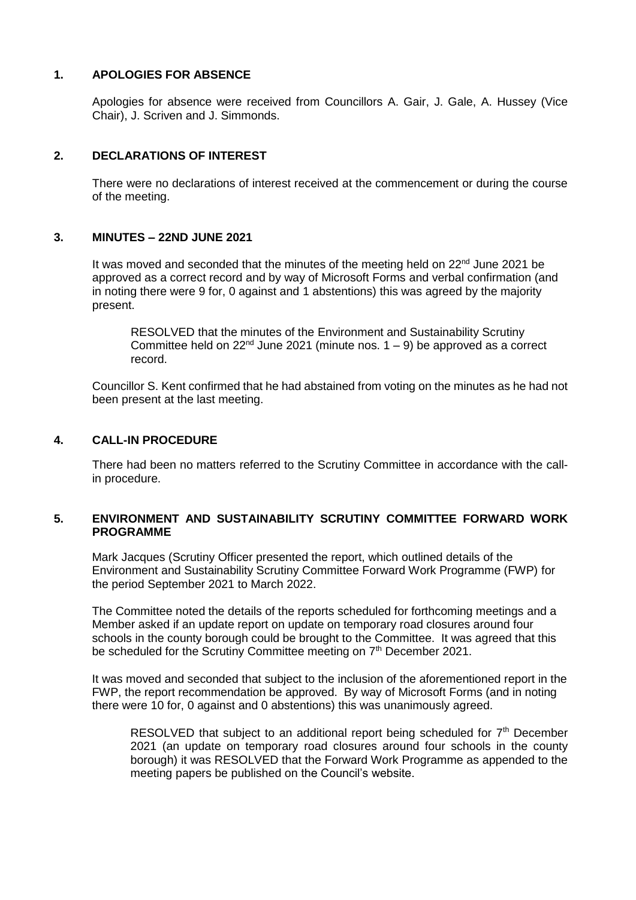## 1. APOLOGIES FOR ABSENCE

Apologies for absence were received from Councillors A. Gair, J. Gale, A. Hussey (Vice Chair), J. Scriven and J. Simmonds.

## 2. DECLARATIONS OF INTEREST

There were no declarations of interest received at the commencement or during the course of the meeting.

## 3. MINUTES – 22ND JUNE 2021

It was moved and seconded that the minutes of the meeting held on 22nd June 2021 be approved as a correct record and by way of Microsoft Forms and verbal confirmation (and in noting there were 9 for, 0 against and 1 abstentions) this was agreed by the majority present.

> RESOLVED that the minutes of the Environment and Sustainability Scrutiny Committee held on 22nd June 2021 (minute nos. 1 – 9) be approved as a correct record.

Councillor S. Kent confirmed that he had abstained from voting on the minutes as he had not been present at the last meeting.

## 4. CALL-IN PROCEDURE

There had been no matters referred to the Scrutiny Committee in accordance with the call-in procedure.

## 5. ENVIRONMENT AND SUSTAINABILITY SCRUTINY COMMITTEE FORWARD WORK PROGRAMME

Mark Jacques (Scrutiny Officer presented the report, which outlined details of the Environment and Sustainability Scrutiny Committee Forward Work Programme (FWP) for the period September 2021 to March 2022.

The Committee noted the details of the reports scheduled for forthcoming meetings and a Member asked if an update report on update on temporary road closures around four schools in the county borough could be brought to the Committee. It was agreed that this be scheduled for the Scrutiny Committee meeting on 7th December 2021.

It was moved and seconded that subject to the inclusion of the aforementioned report in the FWP, the report recommendation be approved. By way of Microsoft Forms (and in noting there were 10 for, 0 against and 0 abstentions) this was unanimously agreed.

> RESOLVED that subject to an additional report being scheduled for 7th December 2021 (an update on temporary road closures around four schools in the county borough) it was RESOLVED that the Forward Work Programme as appended to the meeting papers be published on the Council's website.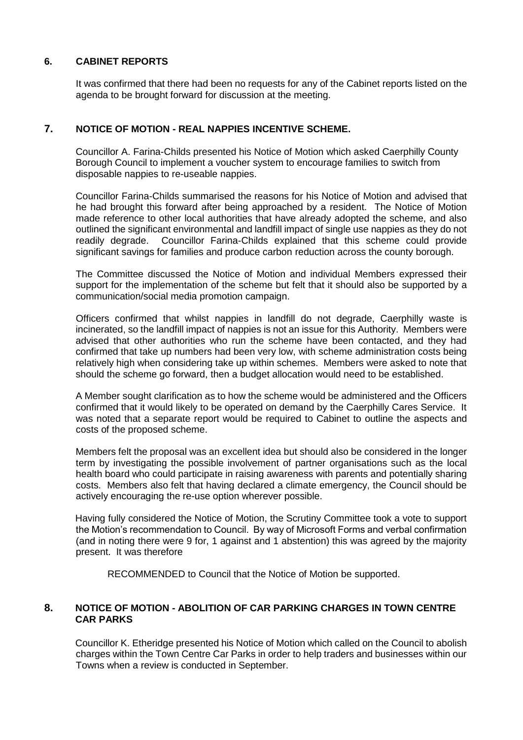## 6. CABINET REPORTS

It was confirmed that there had been no requests for any of the Cabinet reports listed on the agenda to be brought forward for discussion at the meeting.

## 7. NOTICE OF MOTION - REAL NAPPIES INCENTIVE SCHEME.

Councillor A. Farina-Childs presented his Notice of Motion which asked Caerphilly County Borough Council to implement a voucher system to encourage families to switch from disposable nappies to re-useable nappies.

Councillor Farina-Childs summarised the reasons for his Notice of Motion and advised that he had brought this forward after being approached by a resident. The Notice of Motion made reference to other local authorities that have already adopted the scheme, and also outlined the significant environmental and landfill impact of single use nappies as they do not readily degrade. Councillor Farina-Childs explained that this scheme could provide significant savings for families and produce carbon reduction across the county borough.

The Committee discussed the Notice of Motion and individual Members expressed their support for the implementation of the scheme but felt that it should also be supported by a communication/social media promotion campaign.

Officers confirmed that whilst nappies in landfill do not degrade, Caerphilly waste is incinerated, so the landfill impact of nappies is not an issue for this Authority. Members were advised that other authorities who run the scheme have been contacted, and they had confirmed that take up numbers had been very low, with scheme administration costs being relatively high when considering take up within schemes. Members were asked to note that should the scheme go forward, then a budget allocation would need to be established.

A Member sought clarification as to how the scheme would be administered and the Officers confirmed that it would likely to be operated on demand by the Caerphilly Cares Service. It was noted that a separate report would be required to Cabinet to outline the aspects and costs of the proposed scheme.

Members felt the proposal was an excellent idea but should also be considered in the longer term by investigating the possible involvement of partner organisations such as the local health board who could participate in raising awareness with parents and potentially sharing costs. Members also felt that having declared a climate emergency, the Council should be actively encouraging the re-use option wherever possible.

Having fully considered the Notice of Motion, the Scrutiny Committee took a vote to support the Motion's recommendation to Council. By way of Microsoft Forms and verbal confirmation (and in noting there were 9 for, 1 against and 1 abstention) this was agreed by the majority present. It was therefore

RECOMMENDED to Council that the Notice of Motion be supported.

## 8. NOTICE OF MOTION - ABOLITION OF CAR PARKING CHARGES IN TOWN CENTRE CAR PARKS

Councillor K. Etheridge presented his Notice of Motion which called on the Council to abolish charges within the Town Centre Car Parks in order to help traders and businesses within our Towns when a review is conducted in September.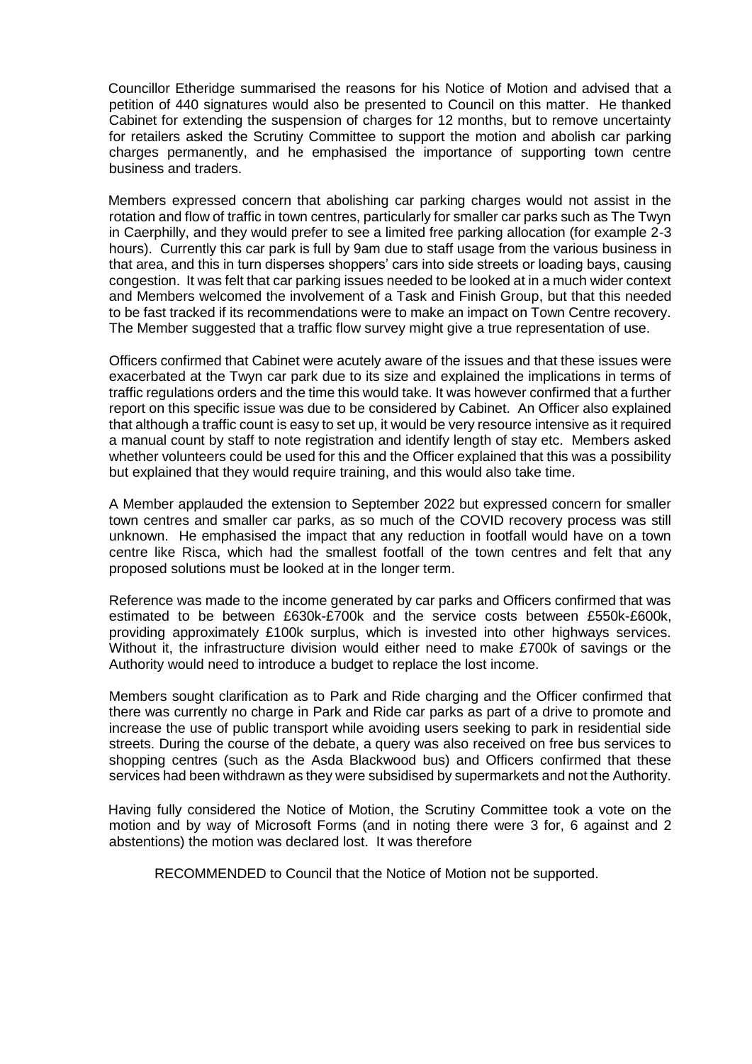Councillor Etheridge summarised the reasons for his Notice of Motion and advised that a petition of 440 signatures would also be presented to Council on this matter. He thanked Cabinet for extending the suspension of charges for 12 months, but to remove uncertainty for retailers asked the Scrutiny Committee to support the motion and abolish car parking charges permanently, and he emphasised the importance of supporting town centre business and traders.

Members expressed concern that abolishing car parking charges would not assist in the rotation and flow of traffic in town centres, particularly for smaller car parks such as The Twyn in Caerphilly, and they would prefer to see a limited free parking allocation (for example 2-3 hours). Currently this car park is full by 9am due to staff usage from the various business in that area, and this in turn disperses shoppers' cars into side streets or loading bays, causing congestion. It was felt that car parking issues needed to be looked at in a much wider context and Members welcomed the involvement of a Task and Finish Group, but that this needed to be fast tracked if its recommendations were to make an impact on Town Centre recovery. The Member suggested that a traffic flow survey might give a true representation of use.

Officers confirmed that Cabinet were acutely aware of the issues and that these issues were exacerbated at the Twyn car park due to its size and explained the implications in terms of traffic regulations orders and the time this would take. It was however confirmed that a further report on this specific issue was due to be considered by Cabinet. An Officer also explained that although a traffic count is easy to set up, it would be very resource intensive as it required a manual count by staff to note registration and identify length of stay etc. Members asked whether volunteers could be used for this and the Officer explained that this was a possibility but explained that they would require training, and this would also take time.

A Member applauded the extension to September 2022 but expressed concern for smaller town centres and smaller car parks, as so much of the COVID recovery process was still unknown. He emphasised the impact that any reduction in footfall would have on a town centre like Risca, which had the smallest footfall of the town centres and felt that any proposed solutions must be looked at in the longer term.

Reference was made to the income generated by car parks and Officers confirmed that was estimated to be between £630k-£700k and the service costs between £550k-£600k, providing approximately £100k surplus, which is invested into other highways services. Without it, the infrastructure division would either need to make £700k of savings or the Authority would need to introduce a budget to replace the lost income.

Members sought clarification as to Park and Ride charging and the Officer confirmed that there was currently no charge in Park and Ride car parks as part of a drive to promote and increase the use of public transport while avoiding users seeking to park in residential side streets. During the course of the debate, a query was also received on free bus services to shopping centres (such as the Asda Blackwood bus) and Officers confirmed that these services had been withdrawn as they were subsidised by supermarkets and not the Authority.

Having fully considered the Notice of Motion, the Scrutiny Committee took a vote on the motion and by way of Microsoft Forms (and in noting there were 3 for, 6 against and 2 abstentions) the motion was declared lost. It was therefore

RECOMMENDED to Council that the Notice of Motion not be supported.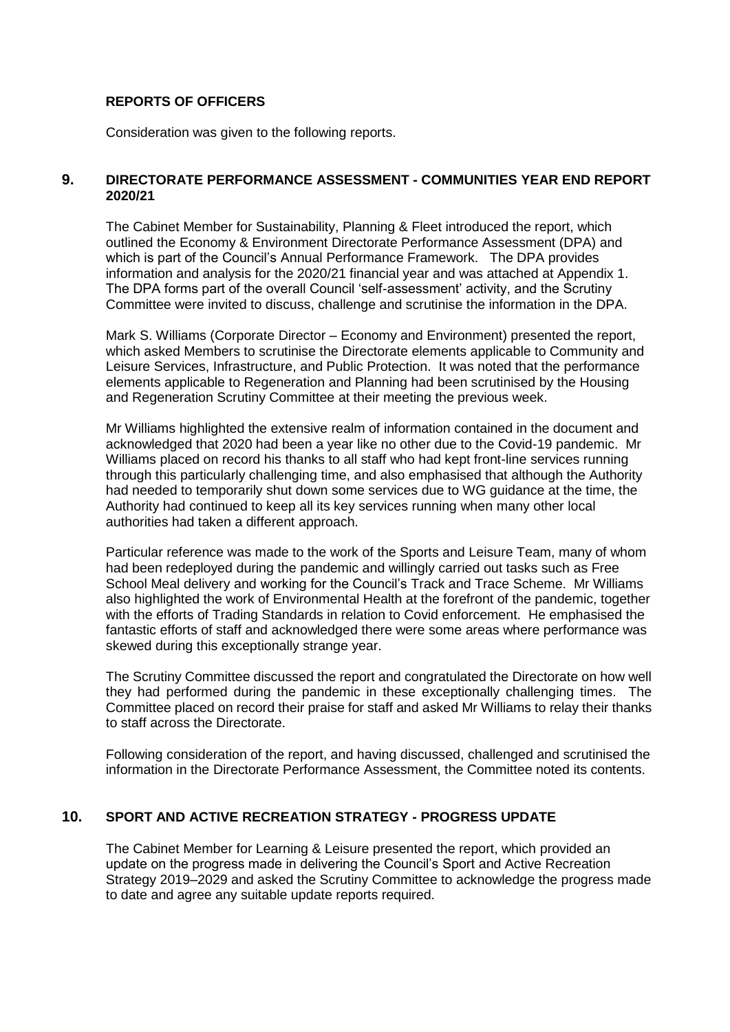## REPORTS OF OFFICERS

Consideration was given to the following reports.

## 9. DIRECTORATE PERFORMANCE ASSESSMENT - COMMUNITIES YEAR END REPORT 2020/21

The Cabinet Member for Sustainability, Planning & Fleet introduced the report, which outlined the Economy & Environment Directorate Performance Assessment (DPA) and which is part of the Council's Annual Performance Framework. The DPA provides information and analysis for the 2020/21 financial year and was attached at Appendix 1. The DPA forms part of the overall Council 'self-assessment' activity, and the Scrutiny Committee were invited to discuss, challenge and scrutinise the information in the DPA.

Mark S. Williams (Corporate Director – Economy and Environment) presented the report, which asked Members to scrutinise the Directorate elements applicable to Community and Leisure Services, Infrastructure, and Public Protection. It was noted that the performance elements applicable to Regeneration and Planning had been scrutinised by the Housing and Regeneration Scrutiny Committee at their meeting the previous week.

Mr Williams highlighted the extensive realm of information contained in the document and acknowledged that 2020 had been a year like no other due to the Covid-19 pandemic. Mr Williams placed on record his thanks to all staff who had kept front-line services running through this particularly challenging time, and also emphasised that although the Authority had needed to temporarily shut down some services due to WG guidance at the time, the Authority had continued to keep all its key services running when many other local authorities had taken a different approach.

Particular reference was made to the work of the Sports and Leisure Team, many of whom had been redeployed during the pandemic and willingly carried out tasks such as Free School Meal delivery and working for the Council's Track and Trace Scheme. Mr Williams also highlighted the work of Environmental Health at the forefront of the pandemic, together with the efforts of Trading Standards in relation to Covid enforcement. He emphasised the fantastic efforts of staff and acknowledged there were some areas where performance was skewed during this exceptionally strange year.

The Scrutiny Committee discussed the report and congratulated the Directorate on how well they had performed during the pandemic in these exceptionally challenging times. The Committee placed on record their praise for staff and asked Mr Williams to relay their thanks to staff across the Directorate.

Following consideration of the report, and having discussed, challenged and scrutinised the information in the Directorate Performance Assessment, the Committee noted its contents.

## 10. SPORT AND ACTIVE RECREATION STRATEGY - PROGRESS UPDATE

The Cabinet Member for Learning & Leisure presented the report, which provided an update on the progress made in delivering the Council's Sport and Active Recreation Strategy 2019–2029 and asked the Scrutiny Committee to acknowledge the progress made to date and agree any suitable update reports required.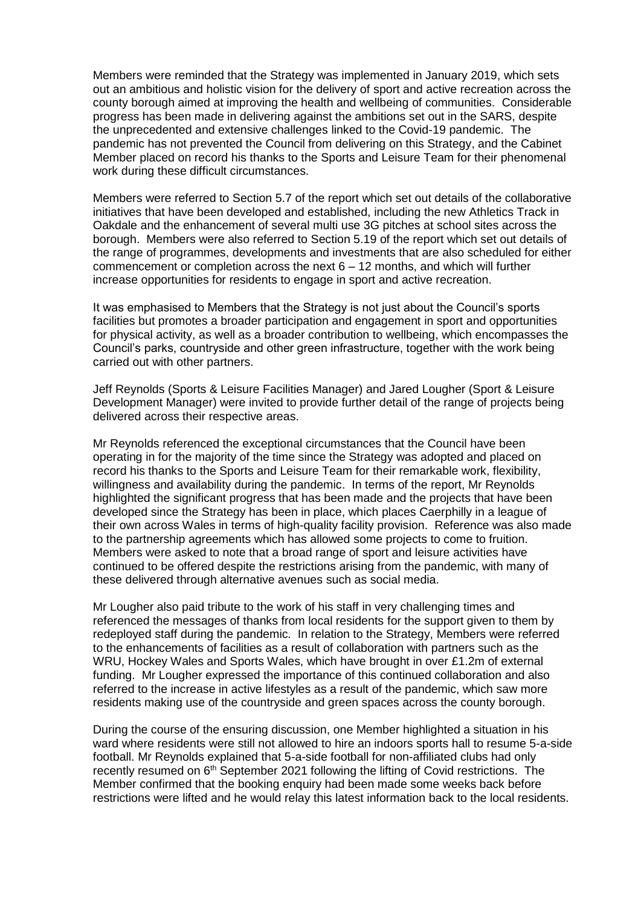Members were reminded that the Strategy was implemented in January 2019, which sets out an ambitious and holistic vision for the delivery of sport and active recreation across the county borough aimed at improving the health and wellbeing of communities. Considerable progress has been made in delivering against the ambitions set out in the SARS, despite the unprecedented and extensive challenges linked to the Covid-19 pandemic. The pandemic has not prevented the Council from delivering on this Strategy, and the Cabinet Member placed on record his thanks to the Sports and Leisure Team for their phenomenal work during these difficult circumstances.

Members were referred to Section 5.7 of the report which set out details of the collaborative initiatives that have been developed and established, including the new Athletics Track in Oakdale and the enhancement of several multi use 3G pitches at school sites across the borough. Members were also referred to Section 5.19 of the report which set out details of the range of programmes, developments and investments that are also scheduled for either commencement or completion across the next 6 – 12 months, and which will further increase opportunities for residents to engage in sport and active recreation.

It was emphasised to Members that the Strategy is not just about the Council's sports facilities but promotes a broader participation and engagement in sport and opportunities for physical activity, as well as a broader contribution to wellbeing, which encompasses the Council's parks, countryside and other green infrastructure, together with the work being carried out with other partners.

Jeff Reynolds (Sports & Leisure Facilities Manager) and Jared Lougher (Sport & Leisure Development Manager) were invited to provide further detail of the range of projects being delivered across their respective areas.

Mr Reynolds referenced the exceptional circumstances that the Council have been operating in for the majority of the time since the Strategy was adopted and placed on record his thanks to the Sports and Leisure Team for their remarkable work, flexibility, willingness and availability during the pandemic. In terms of the report, Mr Reynolds highlighted the significant progress that has been made and the projects that have been developed since the Strategy has been in place, which places Caerphilly in a league of their own across Wales in terms of high-quality facility provision. Reference was also made to the partnership agreements which has allowed some projects to come to fruition. Members were asked to note that a broad range of sport and leisure activities have continued to be offered despite the restrictions arising from the pandemic, with many of these delivered through alternative avenues such as social media.

Mr Lougher also paid tribute to the work of his staff in very challenging times and referenced the messages of thanks from local residents for the support given to them by redeployed staff during the pandemic. In relation to the Strategy, Members were referred to the enhancements of facilities as a result of collaboration with partners such as the WRU, Hockey Wales and Sports Wales, which have brought in over £1.2m of external funding. Mr Lougher expressed the importance of this continued collaboration and also referred to the increase in active lifestyles as a result of the pandemic, which saw more residents making use of the countryside and green spaces across the county borough.

During the course of the ensuring discussion, one Member highlighted a situation in his ward where residents were still not allowed to hire an indoors sports hall to resume 5-a-side football. Mr Reynolds explained that 5-a-side football for non-affiliated clubs had only recently resumed on 6th September 2021 following the lifting of Covid restrictions. The Member confirmed that the booking enquiry had been made some weeks back before restrictions were lifted and he would relay this latest information back to the local residents.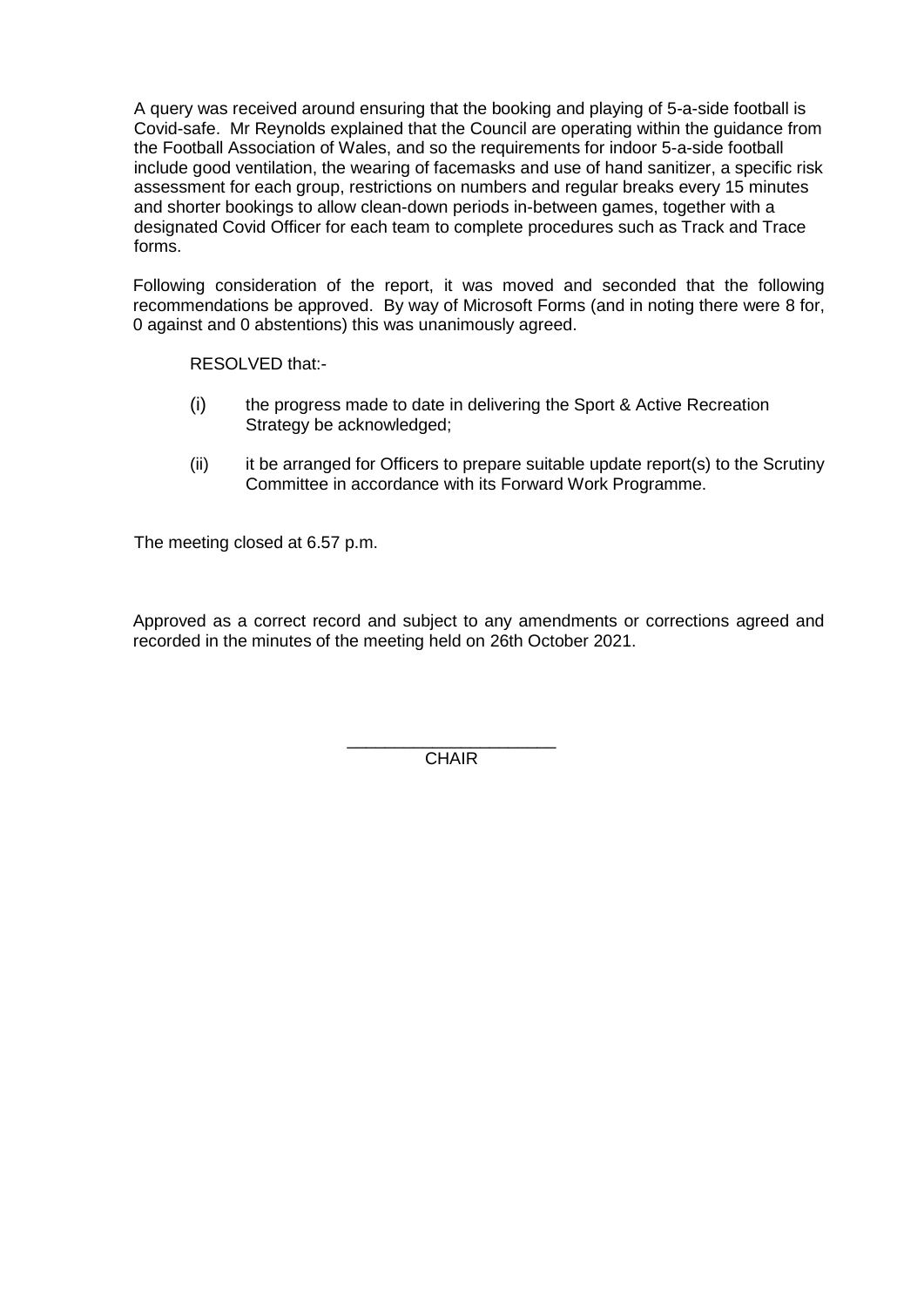A query was received around ensuring that the booking and playing of 5-a-side football is Covid-safe. Mr Reynolds explained that the Council are operating within the guidance from the Football Association of Wales, and so the requirements for indoor 5-a-side football include good ventilation, the wearing of facemasks and use of hand sanitizer, a specific risk assessment for each group, restrictions on numbers and regular breaks every 15 minutes and shorter bookings to allow clean-down periods in-between games, together with a designated Covid Officer for each team to complete procedures such as Track and Trace forms.

Following consideration of the report, it was moved and seconded that the following recommendations be approved. By way of Microsoft Forms (and in noting there were 8 for, 0 against and 0 abstentions) this was unanimously agreed.

RESOLVED that:-

(i) the progress made to date in delivering the Sport & Active Recreation Strategy be acknowledged;

(ii) it be arranged for Officers to prepare suitable update report(s) to the Scrutiny Committee in accordance with its Forward Work Programme.

The meeting closed at 6.57 p.m.

Approved as a correct record and subject to any amendments or corrections agreed and recorded in the minutes of the meeting held on 26th October 2021.

\_\_\_\_\_\_\_\_\_\_\_\_\_\_\_\_\_\_\_\_\_\_

CHAIR